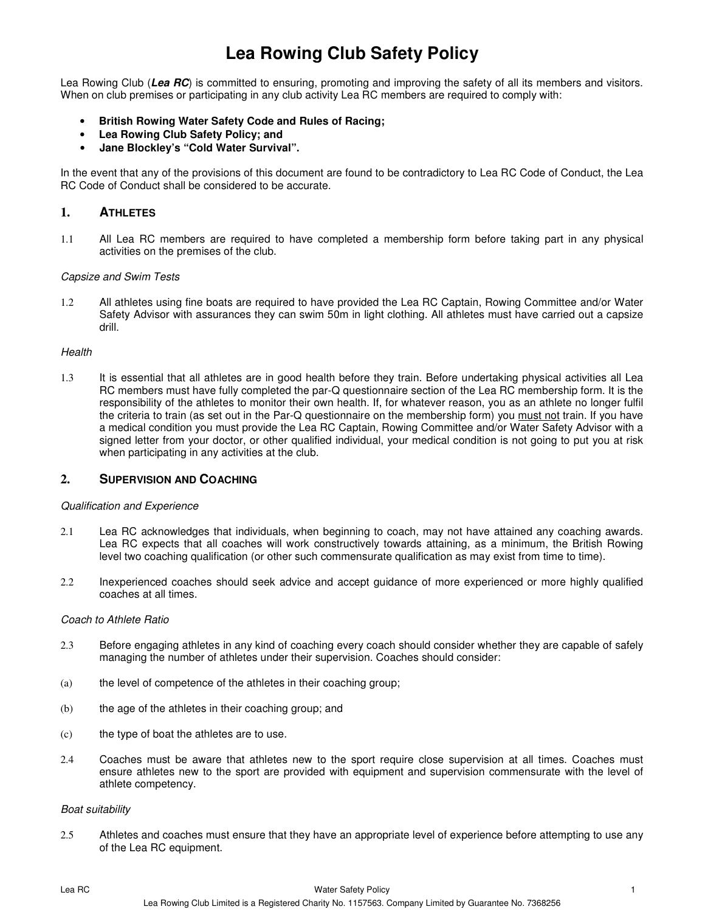# Lea Rowing Club Safety Policy

Lea Rowing Club (***Lea RC***) is committed to ensuring, promoting and improving the safety of all its members and visitors. When on club premises or participating in any club activity Lea RC members are required to comply with:

- **British Rowing Water Safety Code and Rules of Racing;**
- **Lea Rowing Club Safety Policy; and**
- **Jane Blockley's "Cold Water Survival".**

In the event that any of the provisions of this document are found to be contradictory to Lea RC Code of Conduct, the Lea RC Code of Conduct shall be considered to be accurate.

## 1. ATHLETES

1.1 All Lea RC members are required to have completed a membership form before taking part in any physical activities on the premises of the club.

*Capsize and Swim Tests*

1.2 All athletes using fine boats are required to have provided the Lea RC Captain, Rowing Committee and/or Water Safety Advisor with assurances they can swim 50m in light clothing. All athletes must have carried out a capsize drill.

*Health*

1.3 It is essential that all athletes are in good health before they train. Before undertaking physical activities all Lea RC members must have fully completed the par-Q questionnaire section of the Lea RC membership form. It is the responsibility of the athletes to monitor their own health. If, for whatever reason, you as an athlete no longer fulfil the criteria to train (as set out in the Par-Q questionnaire on the membership form) you <u>must not</u> train. If you have a medical condition you must provide the Lea RC Captain, Rowing Committee and/or Water Safety Advisor with a signed letter from your doctor, or other qualified individual, your medical condition is not going to put you at risk when participating in any activities at the club.

## 2. SUPERVISION AND COACHING

*Qualification and Experience*

2.1 Lea RC acknowledges that individuals, when beginning to coach, may not have attained any coaching awards. Lea RC expects that all coaches will work constructively towards attaining, as a minimum, the British Rowing level two coaching qualification (or other such commensurate qualification as may exist from time to time).

2.2 Inexperienced coaches should seek advice and accept guidance of more experienced or more highly qualified coaches at all times.

*Coach to Athlete Ratio*

2.3 Before engaging athletes in any kind of coaching every coach should consider whether they are capable of safely managing the number of athletes under their supervision. Coaches should consider:

(a) the level of competence of the athletes in their coaching group;

(b) the age of the athletes in their coaching group; and

(c) the type of boat the athletes are to use.

2.4 Coaches must be aware that athletes new to the sport require close supervision at all times. Coaches must ensure athletes new to the sport are provided with equipment and supervision commensurate with the level of athlete competency.

*Boat suitability*

2.5 Athletes and coaches must ensure that they have an appropriate level of experience before attempting to use any of the Lea RC equipment.

Lea Rowing Club Limited is a Registered Charity No. 1157563. Company Limited by Guarantee No. 7368256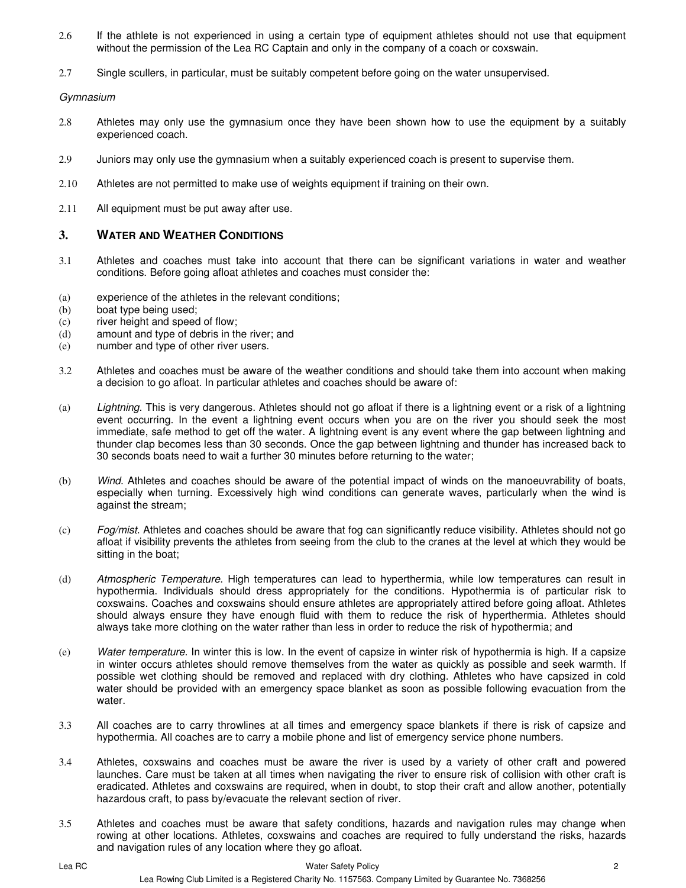2.6 If the athlete is not experienced in using a certain type of equipment athletes should not use that equipment without the permission of the Lea RC Captain and only in the company of a coach or coxswain.

2.7 Single scullers, in particular, must be suitably competent before going on the water unsupervised.

*Gymnasium*

2.8 Athletes may only use the gymnasium once they have been shown how to use the equipment by a suitably experienced coach.

2.9 Juniors may only use the gymnasium when a suitably experienced coach is present to supervise them.

2.10 Athletes are not permitted to make use of weights equipment if training on their own.

2.11 All equipment must be put away after use.

## 3. WATER AND WEATHER CONDITIONS

3.1 Athletes and coaches must take into account that there can be significant variations in water and weather conditions. Before going afloat athletes and coaches must consider the:

(a) experience of the athletes in the relevant conditions;
(b) boat type being used;
(c) river height and speed of flow;
(d) amount and type of debris in the river; and
(e) number and type of other river users.

3.2 Athletes and coaches must be aware of the weather conditions and should take them into account when making a decision to go afloat. In particular athletes and coaches should be aware of:

(a) *Lightning*. This is very dangerous. Athletes should not go afloat if there is a lightning event or a risk of a lightning event occurring. In the event a lightning event occurs when you are on the river you should seek the most immediate, safe method to get off the water. A lightning event is any event where the gap between lightning and thunder clap becomes less than 30 seconds. Once the gap between lightning and thunder has increased back to 30 seconds boats need to wait a further 30 minutes before returning to the water;

(b) *Wind*. Athletes and coaches should be aware of the potential impact of winds on the manoeuvrability of boats, especially when turning. Excessively high wind conditions can generate waves, particularly when the wind is against the stream;

(c) *Fog/mist*. Athletes and coaches should be aware that fog can significantly reduce visibility. Athletes should not go afloat if visibility prevents the athletes from seeing from the club to the cranes at the level at which they would be sitting in the boat;

(d) *Atmospheric Temperature*. High temperatures can lead to hyperthermia, while low temperatures can result in hypothermia. Individuals should dress appropriately for the conditions. Hypothermia is of particular risk to coxswains. Coaches and coxswains should ensure athletes are appropriately attired before going afloat. Athletes should always ensure they have enough fluid with them to reduce the risk of hyperthermia. Athletes should always take more clothing on the water rather than less in order to reduce the risk of hypothermia; and

(e) *Water temperature*. In winter this is low. In the event of capsize in winter risk of hypothermia is high. If a capsize in winter occurs athletes should remove themselves from the water as quickly as possible and seek warmth. If possible wet clothing should be removed and replaced with dry clothing. Athletes who have capsized in cold water should be provided with an emergency space blanket as soon as possible following evacuation from the water.

3.3 All coaches are to carry throwlines at all times and emergency space blankets if there is risk of capsize and hypothermia. All coaches are to carry a mobile phone and list of emergency service phone numbers.

3.4 Athletes, coxswains and coaches must be aware the river is used by a variety of other craft and powered launches. Care must be taken at all times when navigating the river to ensure risk of collision with other craft is eradicated. Athletes and coxswains are required, when in doubt, to stop their craft and allow another, potentially hazardous craft, to pass by/evacuate the relevant section of river.

3.5 Athletes and coaches must be aware that safety conditions, hazards and navigation rules may change when rowing at other locations. Athletes, coxswains and coaches are required to fully understand the risks, hazards and navigation rules of any location where they go afloat.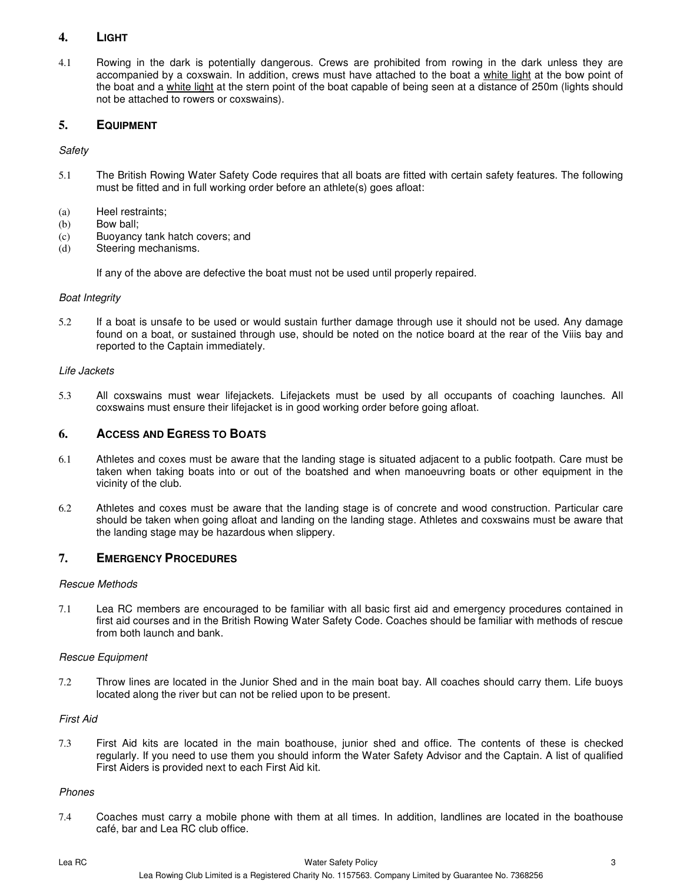## 4. LIGHT

4.1 Rowing in the dark is potentially dangerous. Crews are prohibited from rowing in the dark unless they are accompanied by a coxswain. In addition, crews must have attached to the boat a <u>white light</u> at the bow point of the boat and a <u>white light</u> at the stern point of the boat capable of being seen at a distance of 250m (lights should not be attached to rowers or coxswains).

## 5. EQUIPMENT

*Safety*

5.1 The British Rowing Water Safety Code requires that all boats are fitted with certain safety features. The following must be fitted and in full working order before an athlete(s) goes afloat:

(a) Heel restraints;
(b) Bow ball;
(c) Buoyancy tank hatch covers; and
(d) Steering mechanisms.

If any of the above are defective the boat must not be used until properly repaired.

*Boat Integrity*

5.2 If a boat is unsafe to be used or would sustain further damage through use it should not be used. Any damage found on a boat, or sustained through use, should be noted on the notice board at the rear of the Viiis bay and reported to the Captain immediately.

*Life Jackets*

5.3 All coxswains must wear lifejackets. Lifejackets must be used by all occupants of coaching launches. All coxswains must ensure their lifejacket is in good working order before going afloat.

## 6. ACCESS AND EGRESS TO BOATS

6.1 Athletes and coxes must be aware that the landing stage is situated adjacent to a public footpath. Care must be taken when taking boats into or out of the boatshed and when manoeuvring boats or other equipment in the vicinity of the club.

6.2 Athletes and coxes must be aware that the landing stage is of concrete and wood construction. Particular care should be taken when going afloat and landing on the landing stage. Athletes and coxswains must be aware that the landing stage may be hazardous when slippery.

## 7. EMERGENCY PROCEDURES

*Rescue Methods*

7.1 Lea RC members are encouraged to be familiar with all basic first aid and emergency procedures contained in first aid courses and in the British Rowing Water Safety Code. Coaches should be familiar with methods of rescue from both launch and bank.

*Rescue Equipment*

7.2 Throw lines are located in the Junior Shed and in the main boat bay. All coaches should carry them. Life buoys located along the river but can not be relied upon to be present.

*First Aid*

7.3 First Aid kits are located in the main boathouse, junior shed and office. The contents of these is checked regularly. If you need to use them you should inform the Water Safety Advisor and the Captain. A list of qualified First Aiders is provided next to each First Aid kit.

*Phones*

7.4 Coaches must carry a mobile phone with them at all times. In addition, landlines are located in the boathouse café, bar and Lea RC club office.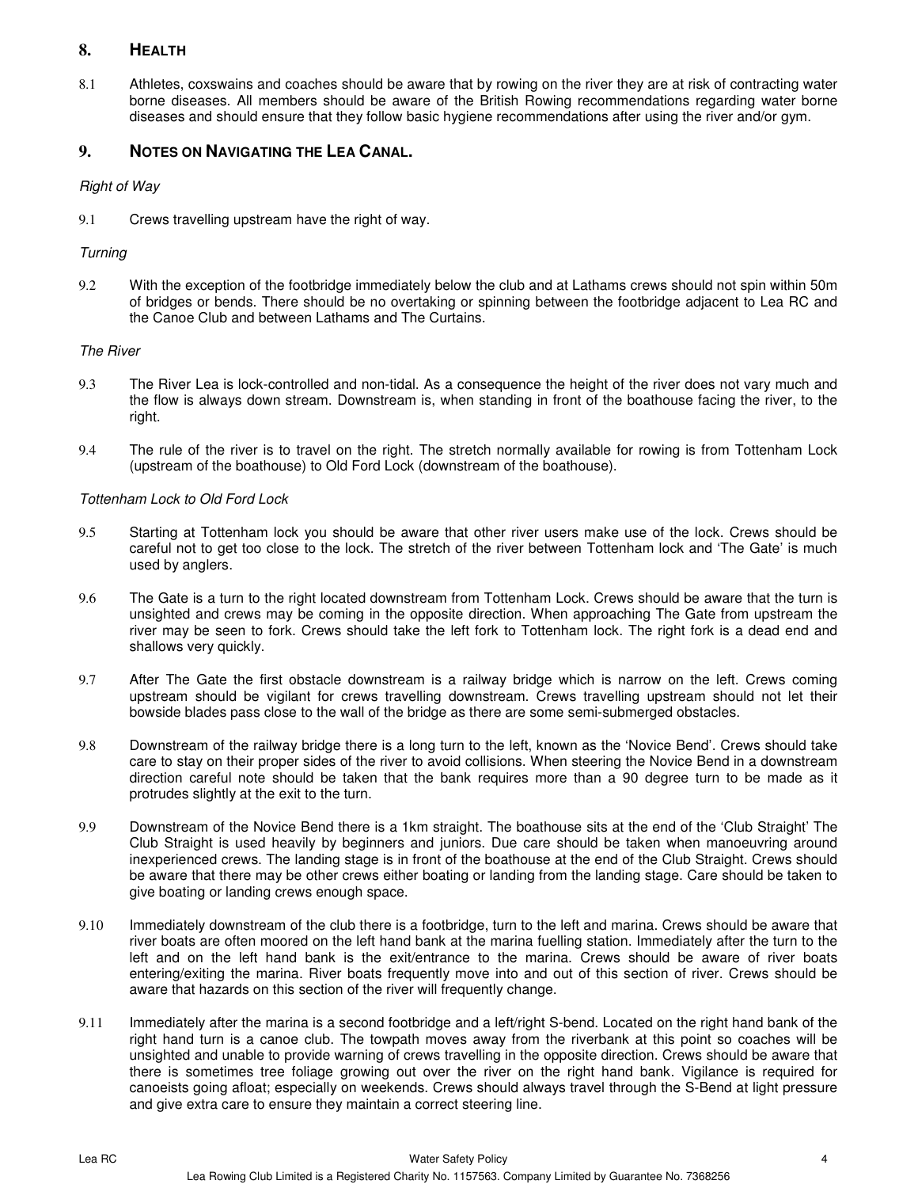## 8. HEALTH

8.1 Athletes, coxswains and coaches should be aware that by rowing on the river they are at risk of contracting water borne diseases. All members should be aware of the British Rowing recommendations regarding water borne diseases and should ensure that they follow basic hygiene recommendations after using the river and/or gym.

## 9. NOTES ON NAVIGATING THE LEA CANAL.

*Right of Way*

9.1 Crews travelling upstream have the right of way.

*Turning*

9.2 With the exception of the footbridge immediately below the club and at Lathams crews should not spin within 50m of bridges or bends. There should be no overtaking or spinning between the footbridge adjacent to Lea RC and the Canoe Club and between Lathams and The Curtains.

*The River*

9.3 The River Lea is lock-controlled and non-tidal. As a consequence the height of the river does not vary much and the flow is always down stream. Downstream is, when standing in front of the boathouse facing the river, to the right.

9.4 The rule of the river is to travel on the right. The stretch normally available for rowing is from Tottenham Lock (upstream of the boathouse) to Old Ford Lock (downstream of the boathouse).

*Tottenham Lock to Old Ford Lock*

9.5 Starting at Tottenham lock you should be aware that other river users make use of the lock. Crews should be careful not to get too close to the lock. The stretch of the river between Tottenham lock and 'The Gate' is much used by anglers.

9.6 The Gate is a turn to the right located downstream from Tottenham Lock. Crews should be aware that the turn is unsighted and crews may be coming in the opposite direction. When approaching The Gate from upstream the river may be seen to fork. Crews should take the left fork to Tottenham lock. The right fork is a dead end and shallows very quickly.

9.7 After The Gate the first obstacle downstream is a railway bridge which is narrow on the left. Crews coming upstream should be vigilant for crews travelling downstream. Crews travelling upstream should not let their bowside blades pass close to the wall of the bridge as there are some semi-submerged obstacles.

9.8 Downstream of the railway bridge there is a long turn to the left, known as the 'Novice Bend'. Crews should take care to stay on their proper sides of the river to avoid collisions. When steering the Novice Bend in a downstream direction careful note should be taken that the bank requires more than a 90 degree turn to be made as it protrudes slightly at the exit to the turn.

9.9 Downstream of the Novice Bend there is a 1km straight. The boathouse sits at the end of the 'Club Straight' The Club Straight is used heavily by beginners and juniors. Due care should be taken when manoeuvring around inexperienced crews. The landing stage is in front of the boathouse at the end of the Club Straight. Crews should be aware that there may be other crews either boating or landing from the landing stage. Care should be taken to give boating or landing crews enough space.

9.10 Immediately downstream of the club there is a footbridge, turn to the left and marina. Crews should be aware that river boats are often moored on the left hand bank at the marina fuelling station. Immediately after the turn to the left and on the left hand bank is the exit/entrance to the marina. Crews should be aware of river boats entering/exiting the marina. River boats frequently move into and out of this section of river. Crews should be aware that hazards on this section of the river will frequently change.

9.11 Immediately after the marina is a second footbridge and a left/right S-bend. Located on the right hand bank of the right hand turn is a canoe club. The towpath moves away from the riverbank at this point so coaches will be unsighted and unable to provide warning of crews travelling in the opposite direction. Crews should be aware that there is sometimes tree foliage growing out over the river on the right hand bank. Vigilance is required for canoeists going afloat; especially on weekends. Crews should always travel through the S-Bend at light pressure and give extra care to ensure they maintain a correct steering line.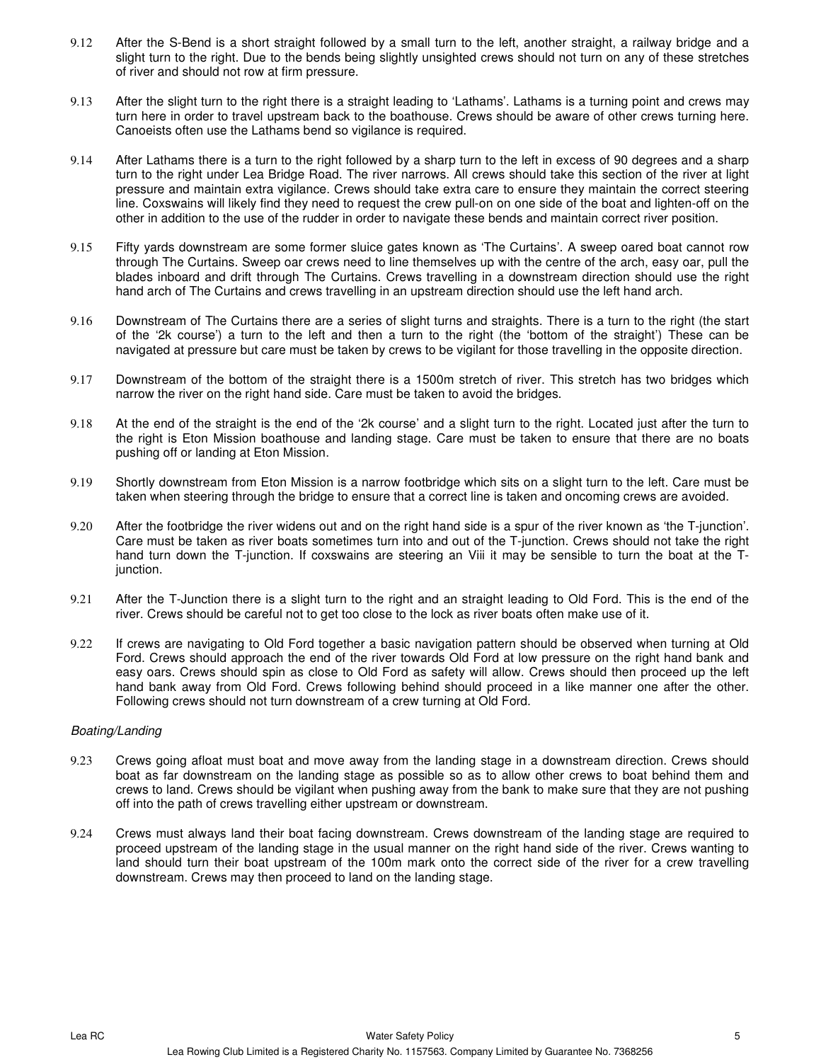9.12 After the S-Bend is a short straight followed by a small turn to the left, another straight, a railway bridge and a slight turn to the right. Due to the bends being slightly unsighted crews should not turn on any of these stretches of river and should not row at firm pressure.

9.13 After the slight turn to the right there is a straight leading to 'Lathams'. Lathams is a turning point and crews may turn here in order to travel upstream back to the boathouse. Crews should be aware of other crews turning here. Canoeists often use the Lathams bend so vigilance is required.

9.14 After Lathams there is a turn to the right followed by a sharp turn to the left in excess of 90 degrees and a sharp turn to the right under Lea Bridge Road. The river narrows. All crews should take this section of the river at light pressure and maintain extra vigilance. Crews should take extra care to ensure they maintain the correct steering line. Coxswains will likely find they need to request the crew pull-on on one side of the boat and lighten-off on the other in addition to the use of the rudder in order to navigate these bends and maintain correct river position.

9.15 Fifty yards downstream are some former sluice gates known as 'The Curtains'. A sweep oared boat cannot row through The Curtains. Sweep oar crews need to line themselves up with the centre of the arch, easy oar, pull the blades inboard and drift through The Curtains. Crews travelling in a downstream direction should use the right hand arch of The Curtains and crews travelling in an upstream direction should use the left hand arch.

9.16 Downstream of The Curtains there are a series of slight turns and straights. There is a turn to the right (the start of the '2k course') a turn to the left and then a turn to the right (the 'bottom of the straight') These can be navigated at pressure but care must be taken by crews to be vigilant for those travelling in the opposite direction.

9.17 Downstream of the bottom of the straight there is a 1500m stretch of river. This stretch has two bridges which narrow the river on the right hand side. Care must be taken to avoid the bridges.

9.18 At the end of the straight is the end of the '2k course' and a slight turn to the right. Located just after the turn to the right is Eton Mission boathouse and landing stage. Care must be taken to ensure that there are no boats pushing off or landing at Eton Mission.

9.19 Shortly downstream from Eton Mission is a narrow footbridge which sits on a slight turn to the left. Care must be taken when steering through the bridge to ensure that a correct line is taken and oncoming crews are avoided.

9.20 After the footbridge the river widens out and on the right hand side is a spur of the river known as 'the T-junction'. Care must be taken as river boats sometimes turn into and out of the T-junction. Crews should not take the right hand turn down the T-junction. If coxswains are steering an Viii it may be sensible to turn the boat at the T-junction.

9.21 After the T-Junction there is a slight turn to the right and an straight leading to Old Ford. This is the end of the river. Crews should be careful not to get too close to the lock as river boats often make use of it.

9.22 If crews are navigating to Old Ford together a basic navigation pattern should be observed when turning at Old Ford. Crews should approach the end of the river towards Old Ford at low pressure on the right hand bank and easy oars. Crews should spin as close to Old Ford as safety will allow. Crews should then proceed up the left hand bank away from Old Ford. Crews following behind should proceed in a like manner one after the other. Following crews should not turn downstream of a crew turning at Old Ford.

*Boating/Landing*

9.23 Crews going afloat must boat and move away from the landing stage in a downstream direction. Crews should boat as far downstream on the landing stage as possible so as to allow other crews to boat behind them and crews to land. Crews should be vigilant when pushing away from the bank to make sure that they are not pushing off into the path of crews travelling either upstream or downstream.

9.24 Crews must always land their boat facing downstream. Crews downstream of the landing stage are required to proceed upstream of the landing stage in the usual manner on the right hand side of the river. Crews wanting to land should turn their boat upstream of the 100m mark onto the correct side of the river for a crew travelling downstream. Crews may then proceed to land on the landing stage.